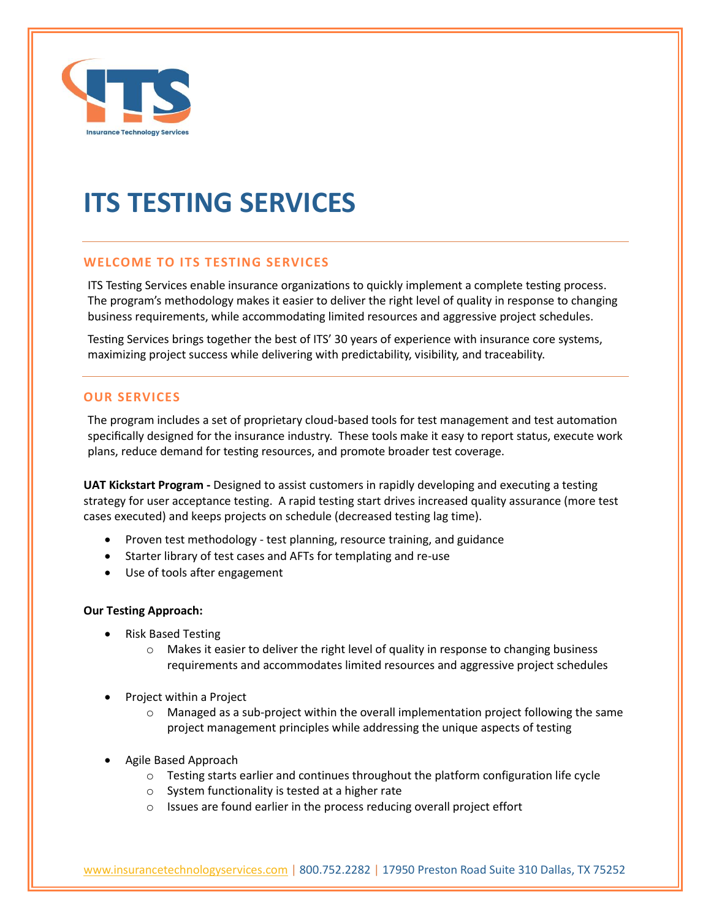ITS

Insurance Technology Services

# ITS TESTING SERVICES

## WELCOME TO ITS TESTING SERVICES

ITS Testing Services enable insurance organizations to quickly implement a complete testing process. The program's methodology makes it easier to deliver the right level of quality in response to changing business requirements, while accommodating limited resources and aggressive project schedules.

Testing Services brings together the best of ITS' 30 years of experience with insurance core systems, maximizing project success while delivering with predictability, visibility, and traceability.

## OUR SERVICES

The program includes a set of proprietary cloud-based tools for test management and test automation specifically designed for the insurance industry. These tools make it easy to report status, execute work plans, reduce demand for testing resources, and promote broader test coverage.

**UAT Kickstart Program -** Designed to assist customers in rapidly developing and executing a testing strategy for user acceptance testing. A rapid testing start drives increased quality assurance (more test cases executed) and keeps projects on schedule (decreased testing lag time).

- Proven test methodology - test planning, resource training, and guidance
- Starter library of test cases and AFTs for templating and re-use
- Use of tools after engagement

**Our Testing Approach:**

- Risk Based Testing
  - Makes it easier to deliver the right level of quality in response to changing business requirements and accommodates limited resources and aggressive project schedules
- Project within a Project
  - Managed as a sub-project within the overall implementation project following the same project management principles while addressing the unique aspects of testing
- Agile Based Approach
  - Testing starts earlier and continues throughout the platform configuration life cycle
  - System functionality is tested at a higher rate
  - Issues are found earlier in the process reducing overall project effort

www.insurancetechnologyservices.com | 800.752.2282 | 17950 Preston Road Suite 310 Dallas, TX 75252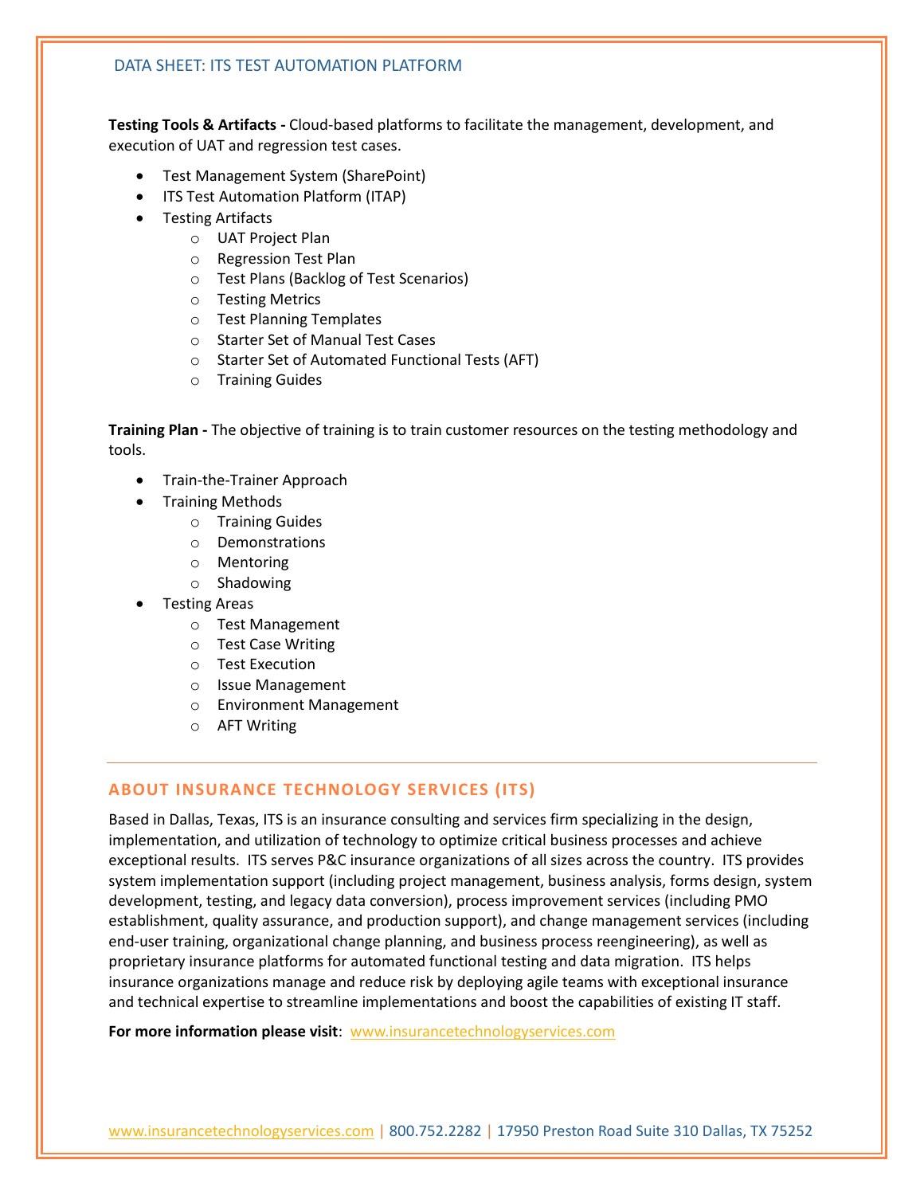**Testing Tools & Artifacts -** Cloud-based platforms to facilitate the management, development, and execution of UAT and regression test cases.

- Test Management System (SharePoint)
- ITS Test Automation Platform (ITAP)
- Testing Artifacts
  - UAT Project Plan
  - Regression Test Plan
  - Test Plans (Backlog of Test Scenarios)
  - Testing Metrics
  - Test Planning Templates
  - Starter Set of Manual Test Cases
  - Starter Set of Automated Functional Tests (AFT)
  - Training Guides

**Training Plan -** The objective of training is to train customer resources on the testing methodology and tools.

- Train-the-Trainer Approach
- Training Methods
  - Training Guides
  - Demonstrations
  - Mentoring
  - Shadowing
- Testing Areas
  - Test Management
  - Test Case Writing
  - Test Execution
  - Issue Management
  - Environment Management
  - AFT Writing

---

## ABOUT INSURANCE TECHNOLOGY SERVICES (ITS)

Based in Dallas, Texas, ITS is an insurance consulting and services firm specializing in the design, implementation, and utilization of technology to optimize critical business processes and achieve exceptional results. ITS serves P&C insurance organizations of all sizes across the country. ITS provides system implementation support (including project management, business analysis, forms design, system development, testing, and legacy data conversion), process improvement services (including PMO establishment, quality assurance, and production support), and change management services (including end-user training, organizational change planning, and business process reengineering), as well as proprietary insurance platforms for automated functional testing and data migration. ITS helps insurance organizations manage and reduce risk by deploying agile teams with exceptional insurance and technical expertise to streamline implementations and boost the capabilities of existing IT staff.

**For more information please visit**: www.insurancetechnologyservices.com

www.insurancetechnologyservices.com | 800.752.2282 | 17950 Preston Road Suite 310 Dallas, TX 75252